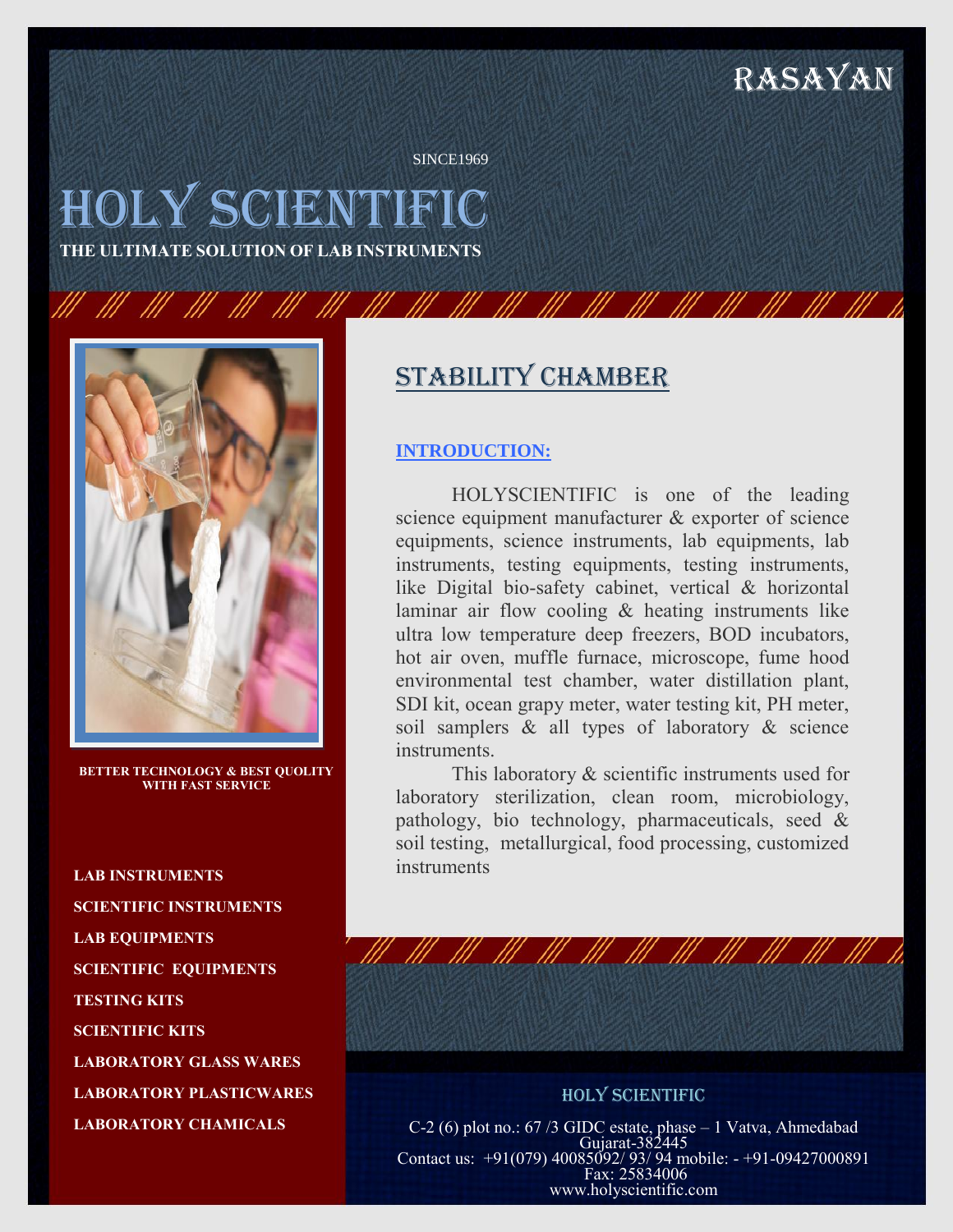RASAYAN

SINCE1969

# HOLY SCIENTIFIC

**THE ULTIMATE SOLUTION OF LAB INSTRUMENTS**

**BETTER TECHNOLOGY & BEST QUOLITY WITH FAST SERVICE**

**LAB INSTRUMENTS**

**SCIENTIFIC INSTRUMENTS**

**LAB EQUIPMENTS**

**SCIENTIFIC EQUIPMENTS**

**TESTING KITS**

**SCIENTIFIC KITS**

**LABORATORY GLASS WARES**

**LABORATORY PLASTICWARES**

**LABORATORY CHAMICALS**

## STABILITY CHAMBER

### INTRODUCTION:

HOLYSCIENTIFIC is one of the leading science equipment manufacturer & exporter of science equipments, science instruments, lab equipments, lab instruments, testing equipments, testing instruments, like Digital bio-safety cabinet, vertical & horizontal laminar air flow cooling & heating instruments like ultra low temperature deep freezers, BOD incubators, hot air oven, muffle furnace, microscope, fume hood environmental test chamber, water distillation plant, SDI kit, ocean grapy meter, water testing kit, PH meter, soil samplers & all types of laboratory & science instruments.

This laboratory & scientific instruments used for laboratory sterilization, clean room, microbiology, pathology, bio technology, pharmaceuticals, seed & soil testing, metallurgical, food processing, customized instruments

HOLY SCIENTIFIC

C-2 (6) plot no.: 67 /3 GIDC estate, phase – 1 Vatva, Ahmedabad Gujarat-382445
Contact us: +91(079) 40085092/ 93/ 94 mobile: - +91-09427000891
Fax: 25834006
www.holyscientific.com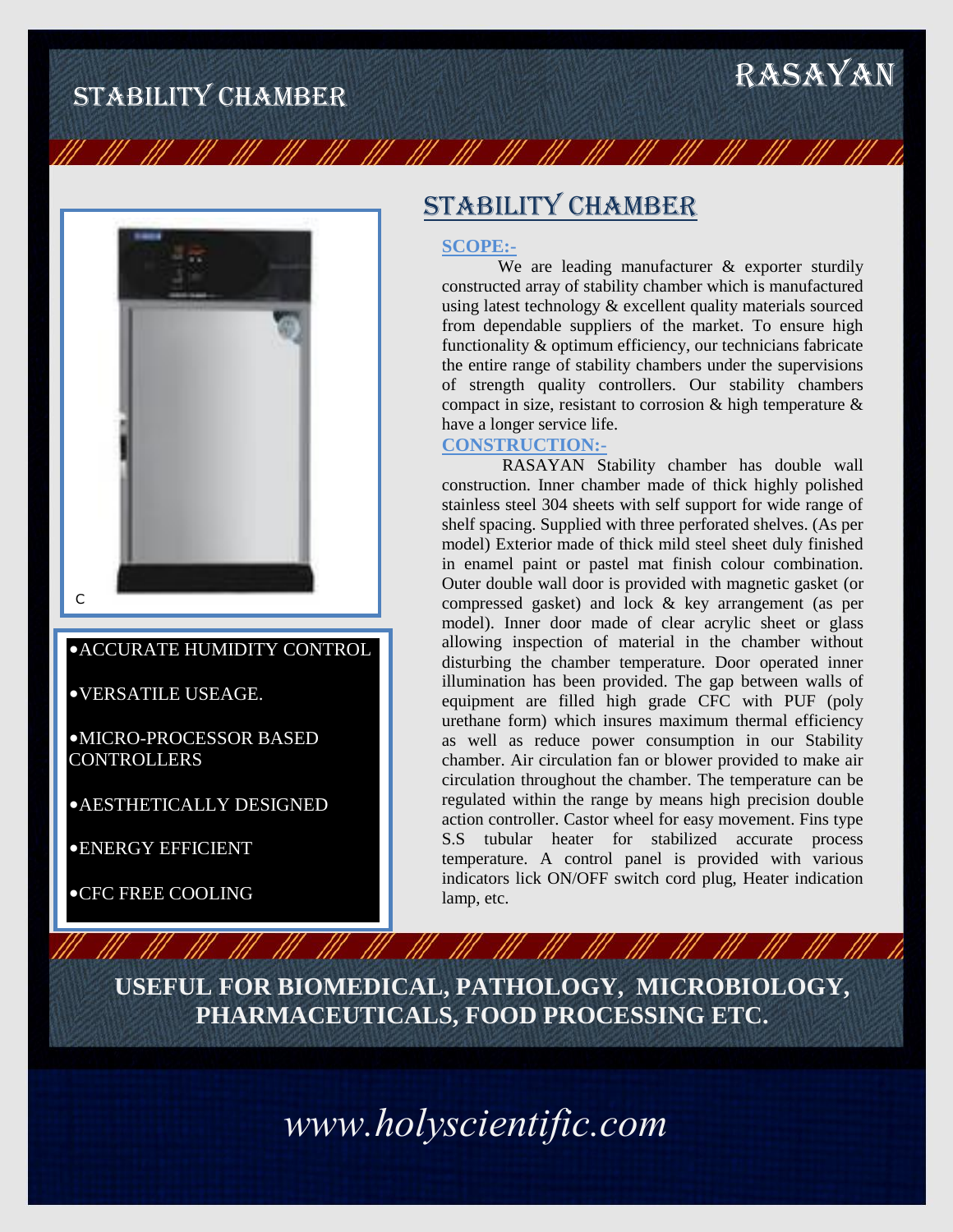# STABILITY CHAMBER

**RASAYAN**

C

- ACCURATE HUMIDITY CONTROL
- VERSATILE USEAGE.
- MICRO-PROCESSOR BASED CONTROLLERS
- AESTHETICALLY DESIGNED
- ENERGY EFFICIENT
- CFC FREE COOLING

## STABILITY CHAMBER

**SCOPE:-**

We are leading manufacturer & exporter sturdily constructed array of stability chamber which is manufactured using latest technology & excellent quality materials sourced from dependable suppliers of the market. To ensure high functionality & optimum efficiency, our technicians fabricate the entire range of stability chambers under the supervisions of strength quality controllers. Our stability chambers compact in size, resistant to corrosion & high temperature & have a longer service life.

**CONSTRUCTION:-**

RASAYAN Stability chamber has double wall construction. Inner chamber made of thick highly polished stainless steel 304 sheets with self support for wide range of shelf spacing. Supplied with three perforated shelves. (As per model) Exterior made of thick mild steel sheet duly finished in enamel paint or pastel mat finish colour combination. Outer double wall door is provided with magnetic gasket (or compressed gasket) and lock & key arrangement (as per model). Inner door made of clear acrylic sheet or glass allowing inspection of material in the chamber without disturbing the chamber temperature. Door operated inner illumination has been provided. The gap between walls of equipment are filled high grade CFC with PUF (poly urethane form) which insures maximum thermal efficiency as well as reduce power consumption in our Stability chamber. Air circulation fan or blower provided to make air circulation throughout the chamber. The temperature can be regulated within the range by means high precision double action controller. Castor wheel for easy movement. Fins type S.S tubular heater for stabilized accurate process temperature. A control panel is provided with various indicators lick ON/OFF switch cord plug, Heater indication lamp, etc.

**USEFUL FOR BIOMEDICAL, PATHOLOGY, MICROBIOLOGY, PHARMACEUTICALS, FOOD PROCESSING ETC.**

*www.holyscientific.com*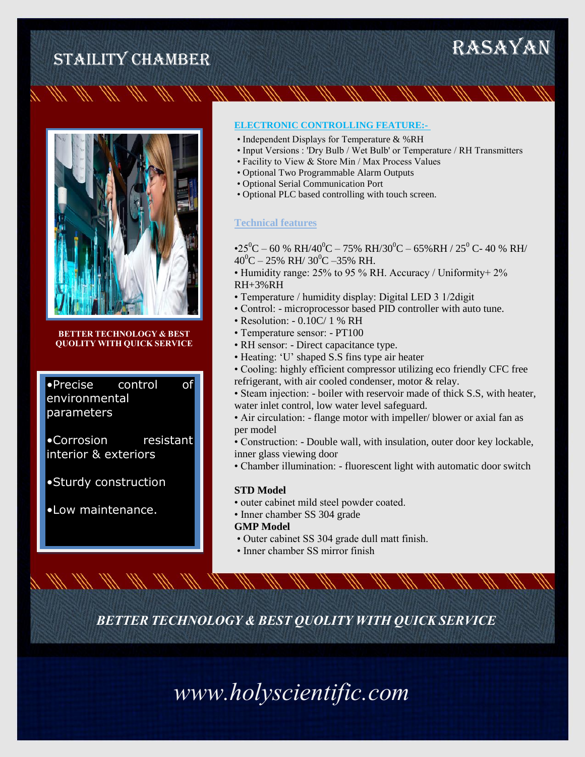# STAILITY CHAMBER

RASAYAN

**BETTER TECHNOLOGY & BEST QUOLITY WITH QUICK SERVICE**

- Precise control of environmental parameters
- Corrosion resistant interior & exteriors
- Sturdy construction
- Low maintenance.

## ELECTRONIC CONTROLLING FEATURE:-

- Independent Displays for Temperature & %RH
- Input Versions : 'Dry Bulb / Wet Bulb' or Temperature / RH Transmitters
- Facility to View & Store Min / Max Process Values
- Optional Two Programmable Alarm Outputs
- Optional Serial Communication Port
- Optional PLC based controlling with touch screen.

## Technical features

- $25^0$C – 60 % RH/$40^0$C – 75% RH/$30^0$C – 65%RH / $25^0$ C- 40 % RH/ $40^0$C – 25% RH/ $30^0$C –35% RH.
- Humidity range: 25% to 95 % RH. Accuracy / Uniformity+ 2% RH+3%RH
- Temperature / humidity display: Digital LED 3 1/2digit
- Control: - microprocessor based PID controller with auto tune.
- Resolution: - 0.10C/ 1 % RH
- Temperature sensor: - PT100
- RH sensor: - Direct capacitance type.
- Heating: 'U' shaped S.S fins type air heater
- Cooling: highly efficient compressor utilizing eco friendly CFC free refrigerant, with air cooled condenser, motor & relay.
- Steam injection: - boiler with reservoir made of thick S.S, with heater, water inlet control, low water level safeguard.
- Air circulation: - flange motor with impeller/ blower or axial fan as per model
- Construction: - Double wall, with insulation, outer door key lockable, inner glass viewing door
- Chamber illumination: - fluorescent light with automatic door switch

**STD Model**

- outer cabinet mild steel powder coated.
- Inner chamber SS 304 grade

**GMP Model**

- Outer cabinet SS 304 grade dull matt finish.
- Inner chamber SS mirror finish

***BETTER TECHNOLOGY & BEST QUOLITY WITH QUICK SERVICE***

*www.holyscientific.com*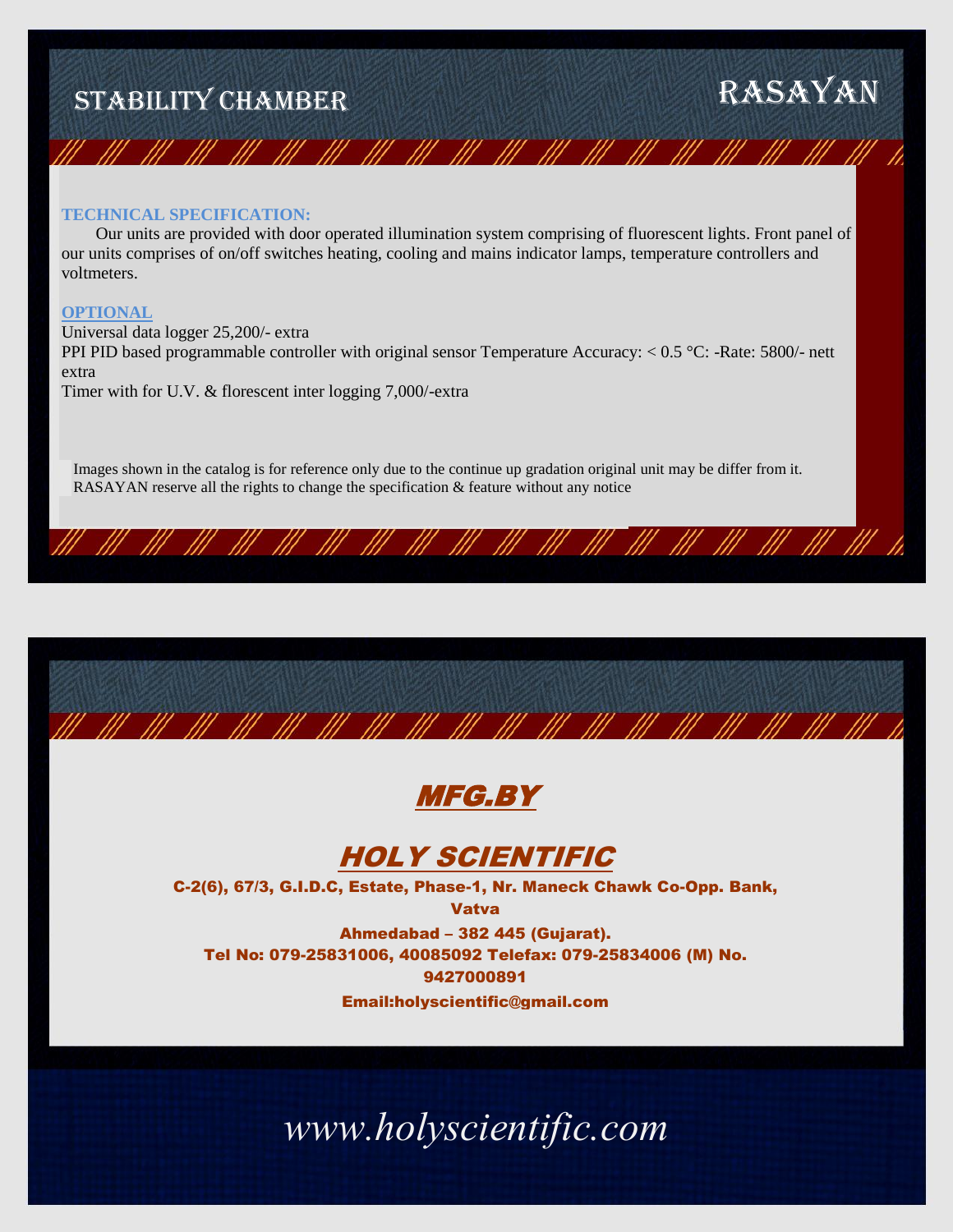# STABILITY CHAMBER

# RASAYAN

**TECHNICAL SPECIFICATION:**

Our units are provided with door operated illumination system comprising of fluorescent lights. Front panel of our units comprises of on/off switches heating, cooling and mains indicator lamps, temperature controllers and voltmeters.

**OPTIONAL**

Universal data logger 25,200/- extra

PPI PID based programmable controller with original sensor Temperature Accuracy: < 0.5 °C: -Rate: 5800/- nett extra

Timer with for U.V. & florescent inter logging 7,000/-extra

Images shown in the catalog is for reference only due to the continue up gradation original unit may be differ from it.
RASAYAN reserve all the rights to change the specification & feature without any notice

## MFG.BY

## HOLY SCIENTIFIC

**C-2(6), 67/3, G.I.D.C, Estate, Phase-1, Nr. Maneck Chawk Co-Opp. Bank, Vatva**

**Ahmedabad – 382 445 (Gujarat).**

**Tel No: 079-25831006, 40085092 Telefax: 079-25834006 (M) No. 9427000891**

**Email:holyscientific@gmail.com**

*www.holyscientific.com*